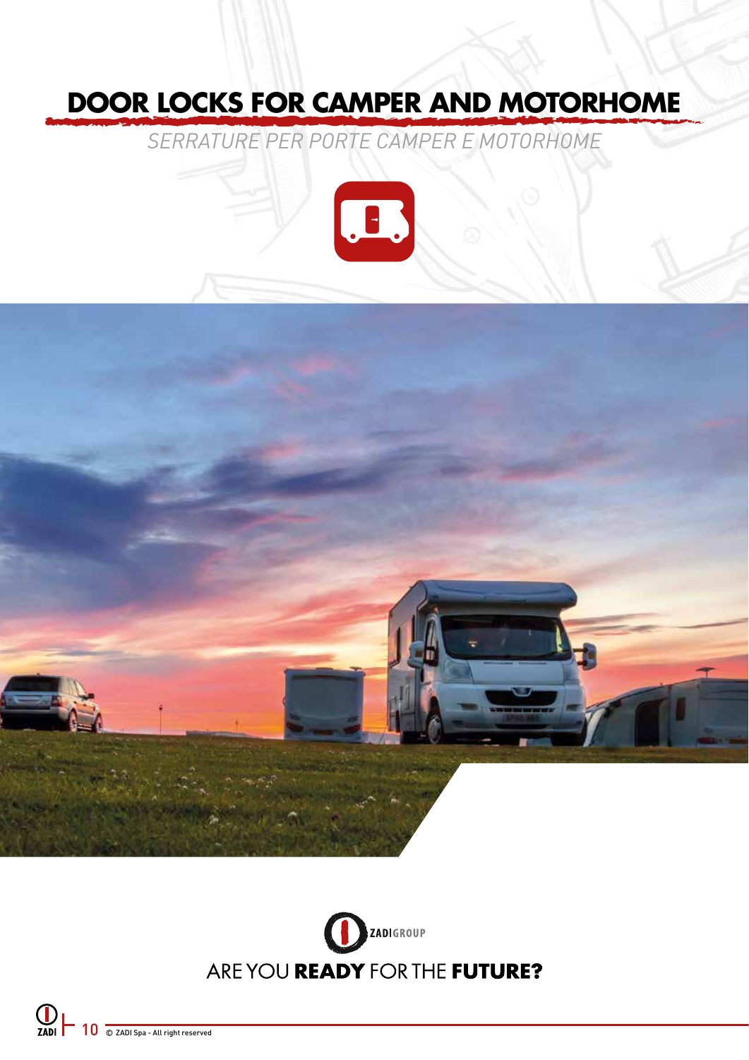# DOOR LOCKS FOR CAMPER AND MOTORHOME

*SERRATURE PER PORTE CAMPER E MOTORHOME*

ZADI GROUP

ARE YOU **READY** FOR THE **FUTURE?**

© ZADI Spa - All right reserved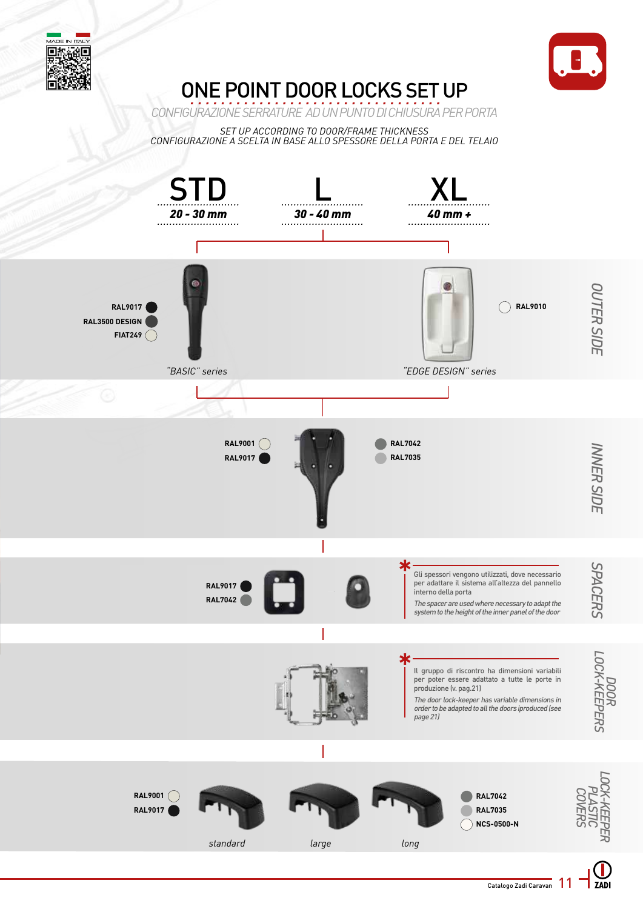MADE IN ITALY

# ONE POINT DOOR LOCKS SET UP

*CONFIGURAZIONE SERRATURE AD UN PUNTO DI CHIUSURA PER PORTA*

*SET UP ACCORDING TO DOOR/FRAME THICKNESS*
*CONFIGURAZIONE A SCELTA IN BASE ALLO SPESSORE DELLA PORTA E DEL TELAIO*

| STD | L | XL |
|---|---|---|
| **20 - 30 mm** | **30 - 40 mm** | **40 mm +** |

## OUTER SIDE

RAL9017
RAL3500 DESIGN
FIAT249

*"BASIC" series*

RAL9010

*"EDGE DESIGN" series*

## INNER SIDE

RAL9001
RAL9017
RAL7042
RAL7035

## SPACERS

RAL9017
RAL7042

\* Gli spessori vengono utilizzati, dove necessario per adattare il sistema all'altezza del pannello interno della porta

*The spacer are used where necessary to adapt the system to the height of the inner panel of the door*

## DOOR LOCK-KEEPERS

\* Il gruppo di riscontro ha dimensioni variabili per poter essere adattato a tutte le porte in produzione (v. pag.21)

*The door lock-keeper has variable dimensions in order to be adapted to all the doors iproduced (see page 21)*

## LOCK-KEEPER PLASTIC COVERS

RAL9001
RAL9017

*standard* *large* *long*

RAL7042
RAL7035
NCS-0500-N

Catalogo Zadi Caravan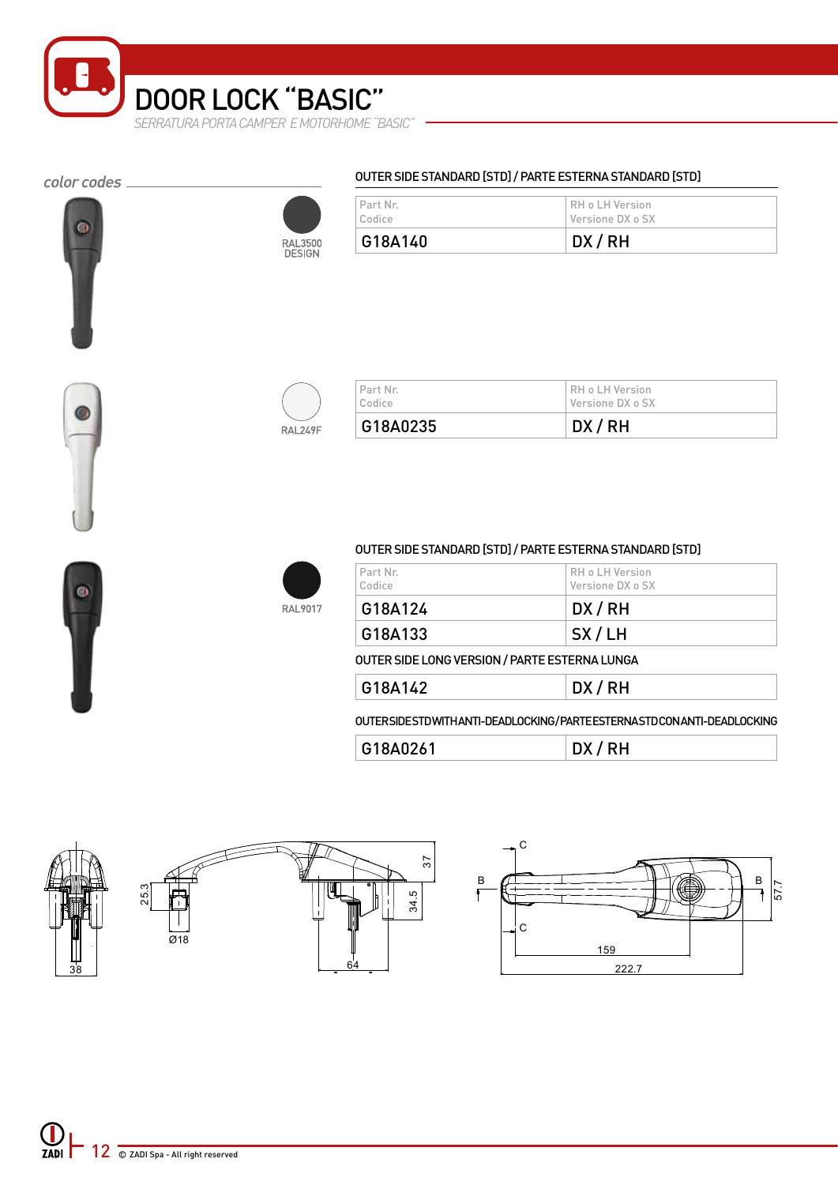# DOOR LOCK "BASIC"

*SERRATURA PORTA CAMPER E MOTORHOME "BASIC"*

*color codes*

RAL3500 DESIGN

**OUTER SIDE STANDARD [STD] / PARTE ESTERNA STANDARD [STD]**

| Part Nr. Codice | RH o LH Version Versione DX o SX |
|---|---|
| G18A140 | DX / RH |

RAL249F

| Part Nr. Codice | RH o LH Version Versione DX o SX |
|---|---|
| G18A0235 | DX / RH |

RAL9017

**OUTER SIDE STANDARD [STD] / PARTE ESTERNA STANDARD [STD]**

| Part Nr. Codice | RH o LH Version Versione DX o SX |
|---|---|
| G18A124 | DX / RH |
| G18A133 | SX / LH |

**OUTER SIDE LONG VERSION / PARTE ESTERNA LUNGA**

| | |
|---|---|
| G18A142 | DX / RH |

**OUTERSIDESTDWITHANTI-DEADLOCKING/PARTEESTERNASTDCONANTI-DEADLOCKING**

| | |
|---|---|
| G18A0261 | DX / RH |

38 — 25.3 — Ø18 — 64 — 34.5 — 37 — B — C — 159 — 222.7 — 57.7

© ZADI Spa - All right reserved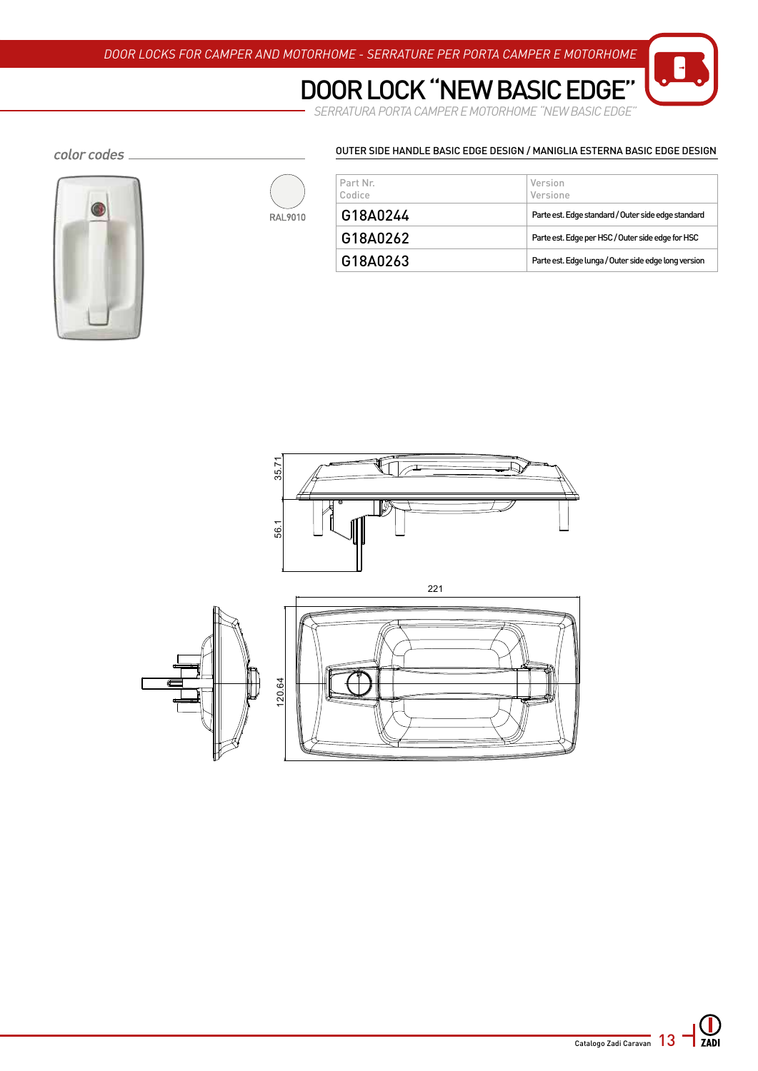DOOR LOCKS FOR CAMPER AND MOTORHOME - SERRATURE PER PORTA CAMPER E MOTORHOME

# DOOR LOCK "NEW BASIC EDGE"

*SERRATURA PORTA CAMPER E MOTORHOME "NEW BASIC EDGE"*

*color codes*

RAL9010

OUTER SIDE HANDLE BASIC EDGE DESIGN / MANIGLIA ESTERNA BASIC EDGE DESIGN

| Part Nr. Codice | Version Versione |
|---|---|
| G18A0244 | Parte est. Edge standard / Outer side edge standard |
| G18A0262 | Parte est. Edge per HSC / Outer side edge for HSC |
| G18A0263 | Parte est. Edge lunga / Outer side edge long version |

35.71

56.1

221

120.64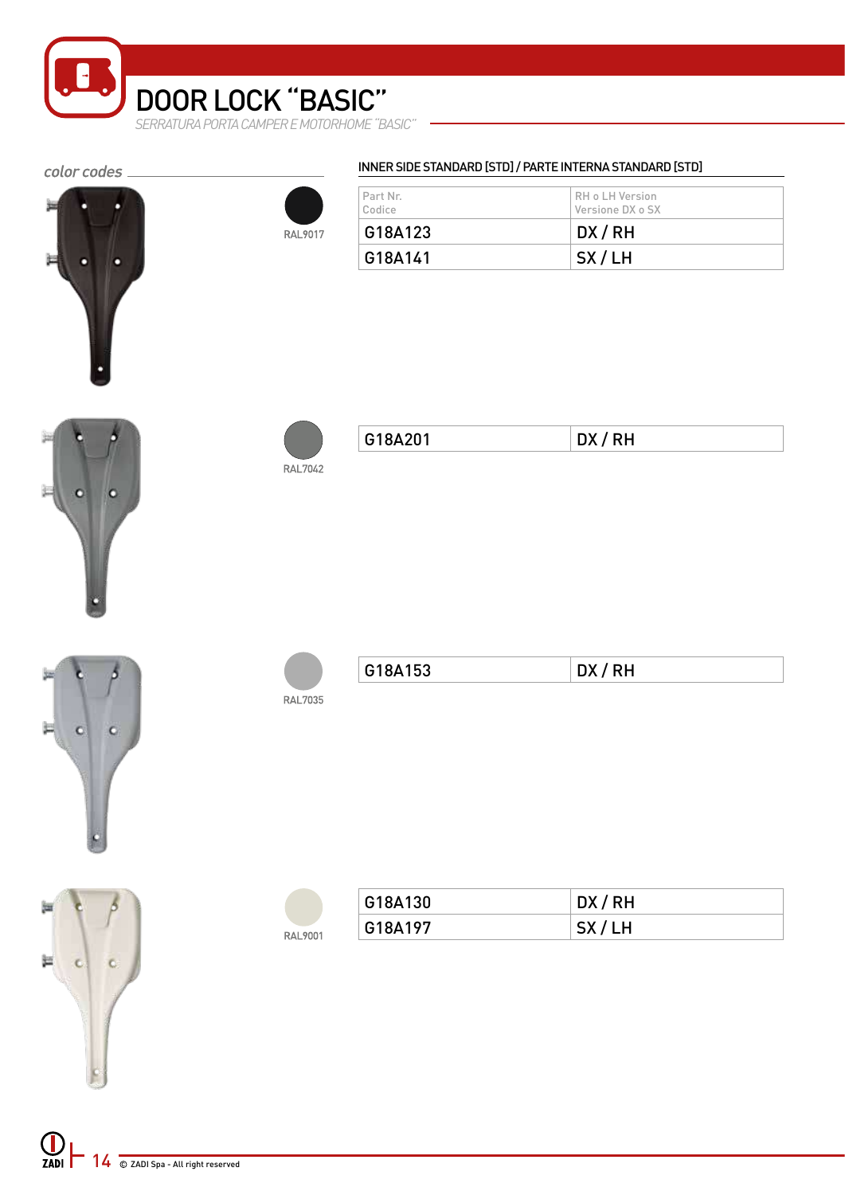# DOOR LOCK "BASIC"

*SERRATURA PORTA CAMPER E MOTORHOME "BASIC"*

*color codes*

INNER SIDE STANDARD [STD] / PARTE INTERNA STANDARD [STD]

| Color | Part Nr. / Codice | RH o LH Version / Versione DX o SX |
|---|---|---|
| RAL9017 | G18A123 | DX / RH |
| RAL9017 | G18A141 | SX / LH |
| RAL7042 | G18A201 | DX / RH |
| RAL7035 | G18A153 | DX / RH |
| RAL9001 | G18A130 | DX / RH |
| RAL9001 | G18A197 | SX / LH |

© ZADI Spa - All right reserved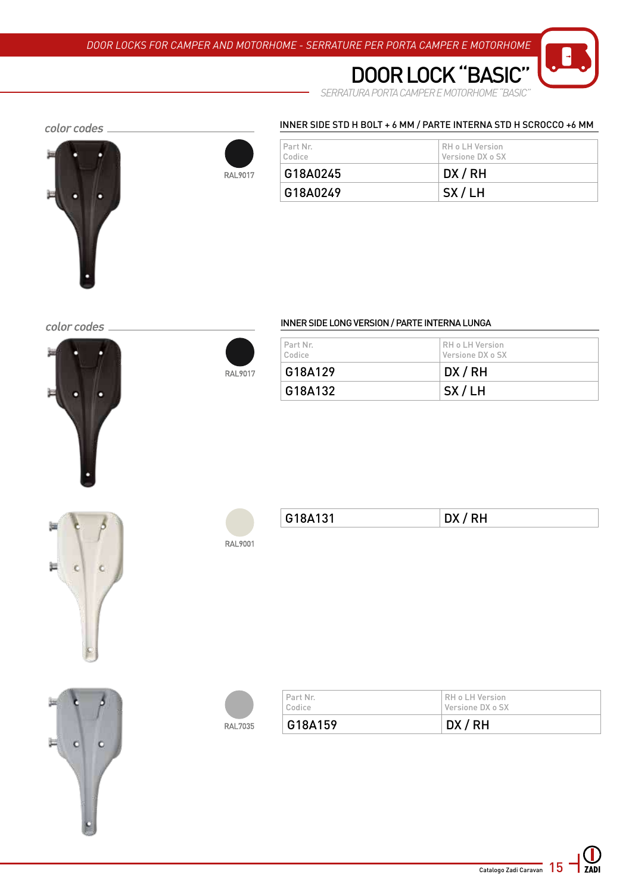# DOOR LOCK “BASIC”

*SERRATURA PORTA CAMPER E MOTORHOME “BASIC”*

*color codes*

RAL9017

### INNER SIDE STD H BOLT + 6 MM / PARTE INTERNA STD H SCROCCO +6 MM

| Part Nr. Codice | RH o LH Version Versione DX o SX |
|---|---|
| G18A0245 | DX / RH |
| G18A0249 | SX / LH |

*color codes*

RAL9017

### INNER SIDE LONG VERSION / PARTE INTERNA LUNGA

| Part Nr. Codice | RH o LH Version Versione DX o SX |
|---|---|
| G18A129 | DX / RH |
| G18A132 | SX / LH |

RAL9001

| | |
|---|---|
| G18A131 | DX / RH |

RAL7035

| Part Nr. Codice | RH o LH Version Versione DX o SX |
|---|---|
| G18A159 | DX / RH |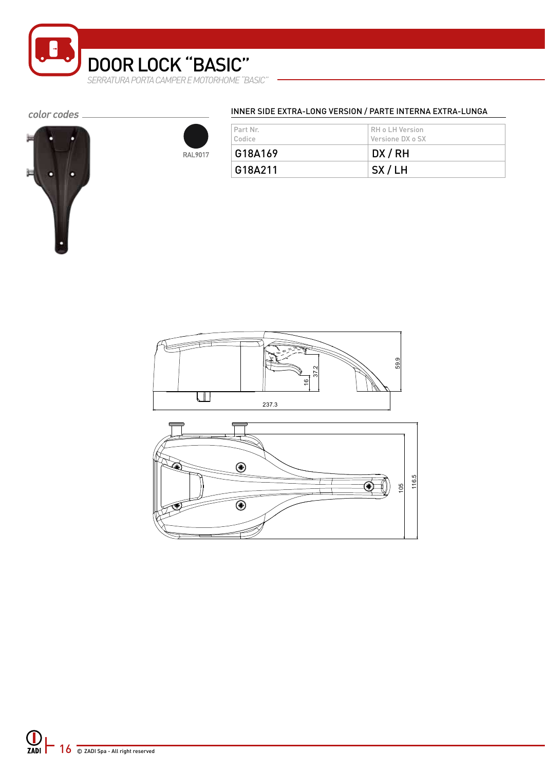# DOOR LOCK “BASIC”

*SERRATURA PORTA CAMPER E MOTORHOME “BASIC”*

*color codes*

RAL9017

INNER SIDE EXTRA-LONG VERSION / PARTE INTERNA EXTRA-LUNGA

| Part Nr. Codice | RH o LH Version Versione DX o SX |
|---|---|
| G18A169 | DX / RH |
| G18A211 | SX / LH |

237.3

59.9

37.2

16

105

116.5

© ZADI Spa - All right reserved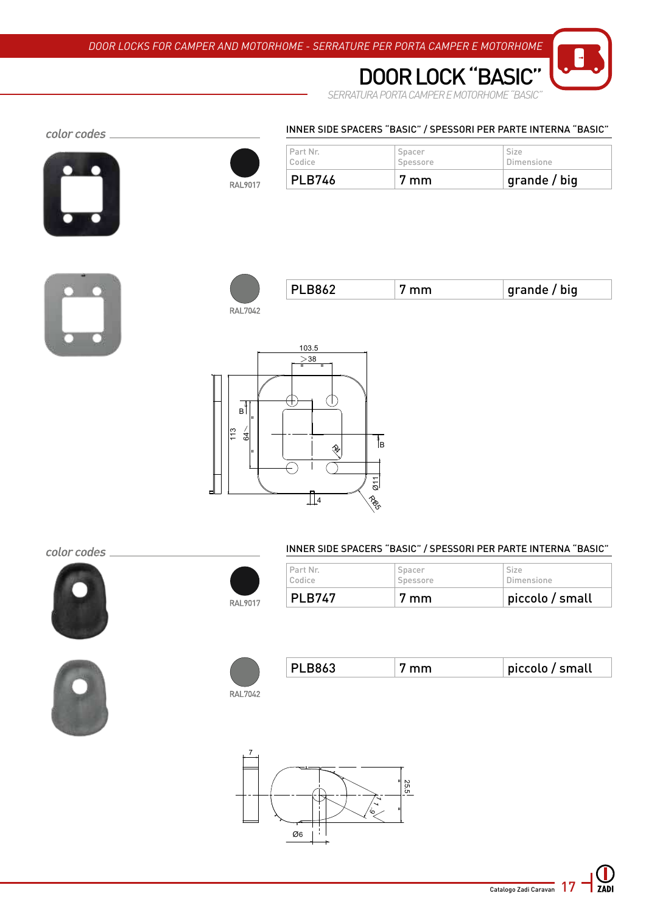# DOOR LOCK "BASIC"

*SERRATURA PORTA CAMPER E MOTORHOME "BASIC"*

*color codes*

## INNER SIDE SPACERS "BASIC" / SPESSORI PER PARTE INTERNA "BASIC"

| Color | Part Nr. Codice | Spacer Spessore | Size Dimensione |
|---|---|---|---|
| RAL9017 | PLB746 | 7 mm | grande / big |
| RAL7042 | PLB862 | 7 mm | grande / big |

*color codes*

## INNER SIDE SPACERS "BASIC" / SPESSORI PER PARTE INTERNA "BASIC"

| Color | Part Nr. Codice | Spacer Spessore | Size Dimensione |
|---|---|---|---|
| RAL9017 | PLB747 | 7 mm | piccolo / small |
| RAL7042 | PLB863 | 7 mm | piccolo / small |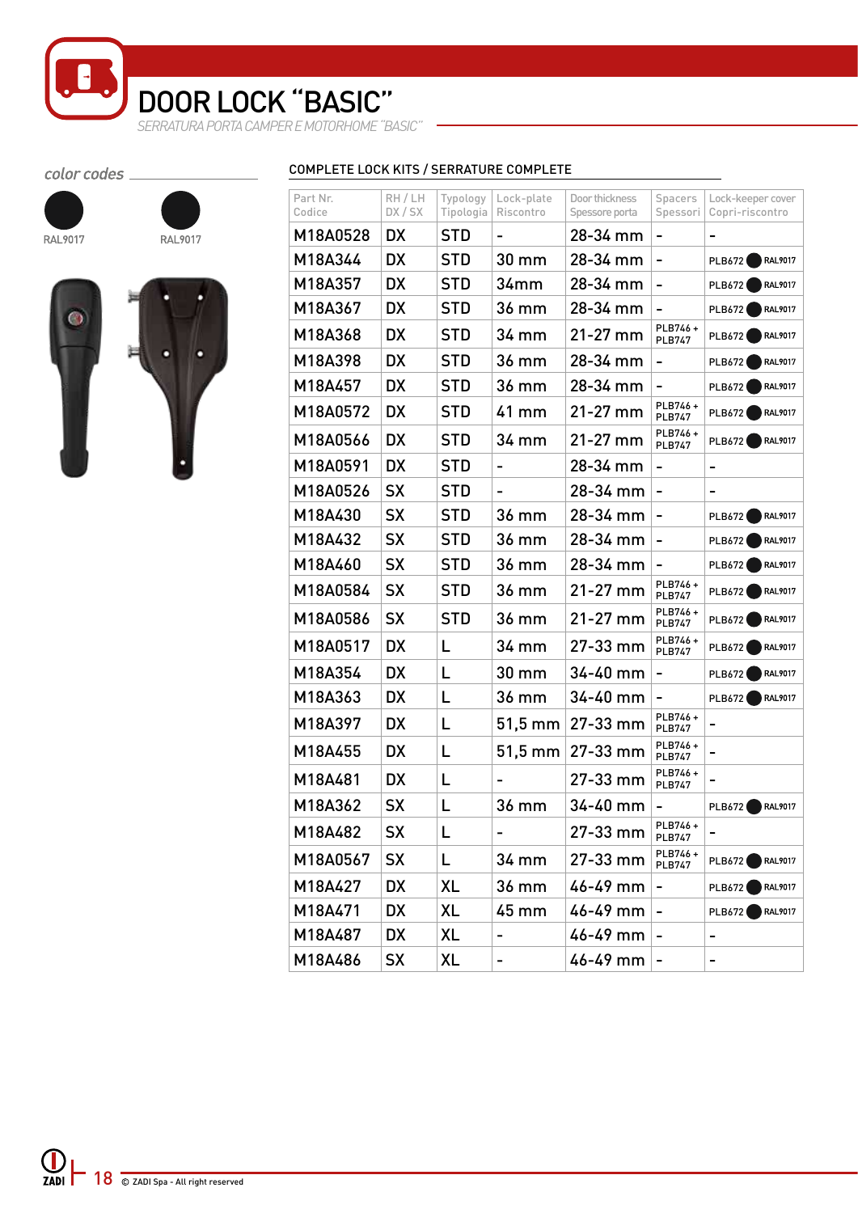# DOOR LOCK “BASIC”

*SERRATURA PORTA CAMPER E MOTORHOME "BASIC"*

*color codes*

RAL9017 RAL9017

COMPLETE LOCK KITS / SERRATURE COMPLETE

| Part Nr. Codice | RH / LH DX / SX | Typology Tipologia | Lock-plate Riscontro | Door thickness Spessore porta | Spacers Spessori | Lock-keeper cover Copri-riscontro |
|---|---|---|---|---|---|---|
| M18A0528 | DX | STD | - | 28-34 mm | - | - |
| M18A344 | DX | STD | 30 mm | 28-34 mm | - | PLB672 RAL9017 |
| M18A357 | DX | STD | 34mm | 28-34 mm | - | PLB672 RAL9017 |
| M18A367 | DX | STD | 36 mm | 28-34 mm | - | PLB672 RAL9017 |
| M18A368 | DX | STD | 34 mm | 21-27 mm | PLB746 + PLB747 | PLB672 RAL9017 |
| M18A398 | DX | STD | 36 mm | 28-34 mm | - | PLB672 RAL9017 |
| M18A457 | DX | STD | 36 mm | 28-34 mm | - | PLB672 RAL9017 |
| M18A0572 | DX | STD | 41 mm | 21-27 mm | PLB746 + PLB747 | PLB672 RAL9017 |
| M18A0566 | DX | STD | 34 mm | 21-27 mm | PLB746 + PLB747 | PLB672 RAL9017 |
| M18A0591 | DX | STD | - | 28-34 mm | - | - |
| M18A0526 | SX | STD | - | 28-34 mm | - | - |
| M18A430 | SX | STD | 36 mm | 28-34 mm | - | PLB672 RAL9017 |
| M18A432 | SX | STD | 36 mm | 28-34 mm | - | PLB672 RAL9017 |
| M18A460 | SX | STD | 36 mm | 28-34 mm | - | PLB672 RAL9017 |
| M18A0584 | SX | STD | 36 mm | 21-27 mm | PLB746 + PLB747 | PLB672 RAL9017 |
| M18A0586 | SX | STD | 36 mm | 21-27 mm | PLB746 + PLB747 | PLB672 RAL9017 |
| M18A0517 | DX | L | 34 mm | 27-33 mm | PLB746 + PLB747 | PLB672 RAL9017 |
| M18A354 | DX | L | 30 mm | 34-40 mm | - | PLB672 RAL9017 |
| M18A363 | DX | L | 36 mm | 34-40 mm | - | PLB672 RAL9017 |
| M18A397 | DX | L | 51,5 mm | 27-33 mm | PLB746 + PLB747 | - |
| M18A455 | DX | L | 51,5 mm | 27-33 mm | PLB746 + PLB747 | - |
| M18A481 | DX | L | - | 27-33 mm | PLB746 + PLB747 | - |
| M18A362 | SX | L | 36 mm | 34-40 mm | - | PLB672 RAL9017 |
| M18A482 | SX | L | - | 27-33 mm | PLB746 + PLB747 | - |
| M18A0567 | SX | L | 34 mm | 27-33 mm | PLB746 + PLB747 | PLB672 RAL9017 |
| M18A427 | DX | XL | 36 mm | 46-49 mm | - | PLB672 RAL9017 |
| M18A471 | DX | XL | 45 mm | 46-49 mm | - | PLB672 RAL9017 |
| M18A487 | DX | XL | - | 46-49 mm | - | - |
| M18A486 | SX | XL | - | 46-49 mm | - | - |

© ZADI Spa - All right reserved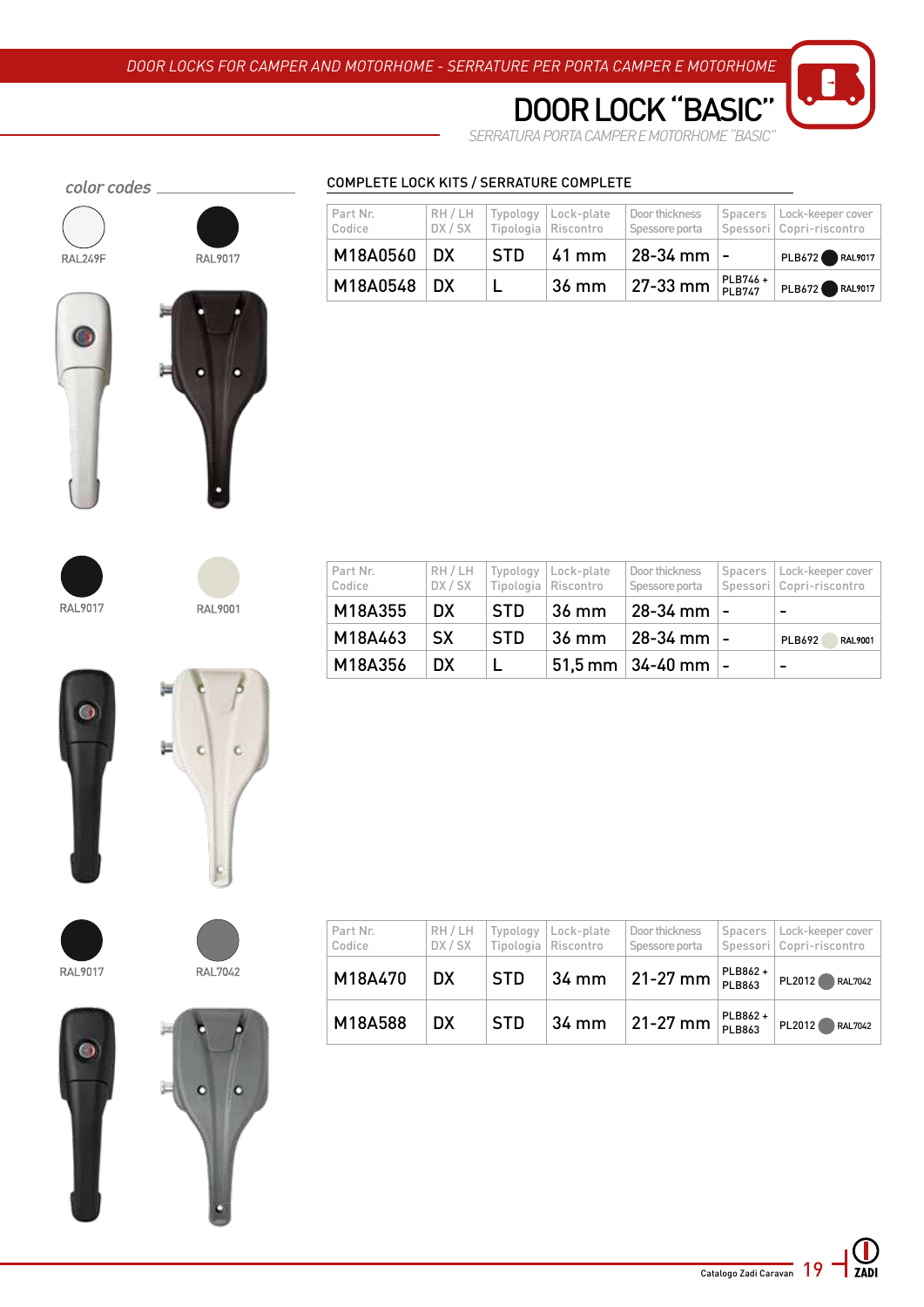DOOR LOCKS FOR CAMPER AND MOTORHOME - SERRATURE PER PORTA CAMPER E MOTORHOME

# DOOR LOCK "BASIC"

SERRATURA PORTA CAMPER E MOTORHOME "BASIC"

*color codes*

RAL249F RAL9017

## COMPLETE LOCK KITS / SERRATURE COMPLETE

| Part Nr. Codice | RH / LH DX / SX | Typology Tipologia | Lock-plate Riscontro | Door thickness Spessore porta | Spacers Spessori | Lock-keeper cover Copri-riscontro |
|---|---|---|---|---|---|---|
| M18A0560 | DX | STD | 41 mm | 28-34 mm | - | PLB672 RAL9017 |
| M18A0548 | DX | L | 36 mm | 27-33 mm | PLB746 + PLB747 | PLB672 RAL9017 |

RAL9017 RAL9001

| Part Nr. Codice | RH / LH DX / SX | Typology Tipologia | Lock-plate Riscontro | Door thickness Spessore porta | Spacers Spessori | Lock-keeper cover Copri-riscontro |
|---|---|---|---|---|---|---|
| M18A355 | DX | STD | 36 mm | 28-34 mm | - | - |
| M18A463 | SX | STD | 36 mm | 28-34 mm | - | PLB692 RAL9001 |
| M18A356 | DX | L | 51,5 mm | 34-40 mm | - | - |

RAL9017 RAL7042

| Part Nr. Codice | RH / LH DX / SX | Typology Tipologia | Lock-plate Riscontro | Door thickness Spessore porta | Spacers Spessori | Lock-keeper cover Copri-riscontro |
|---|---|---|---|---|---|---|
| M18A470 | DX | STD | 34 mm | 21-27 mm | PLB862 + PLB863 | PL2012 RAL7042 |
| M18A588 | DX | STD | 34 mm | 21-27 mm | PLB862 + PLB863 | PL2012 RAL7042 |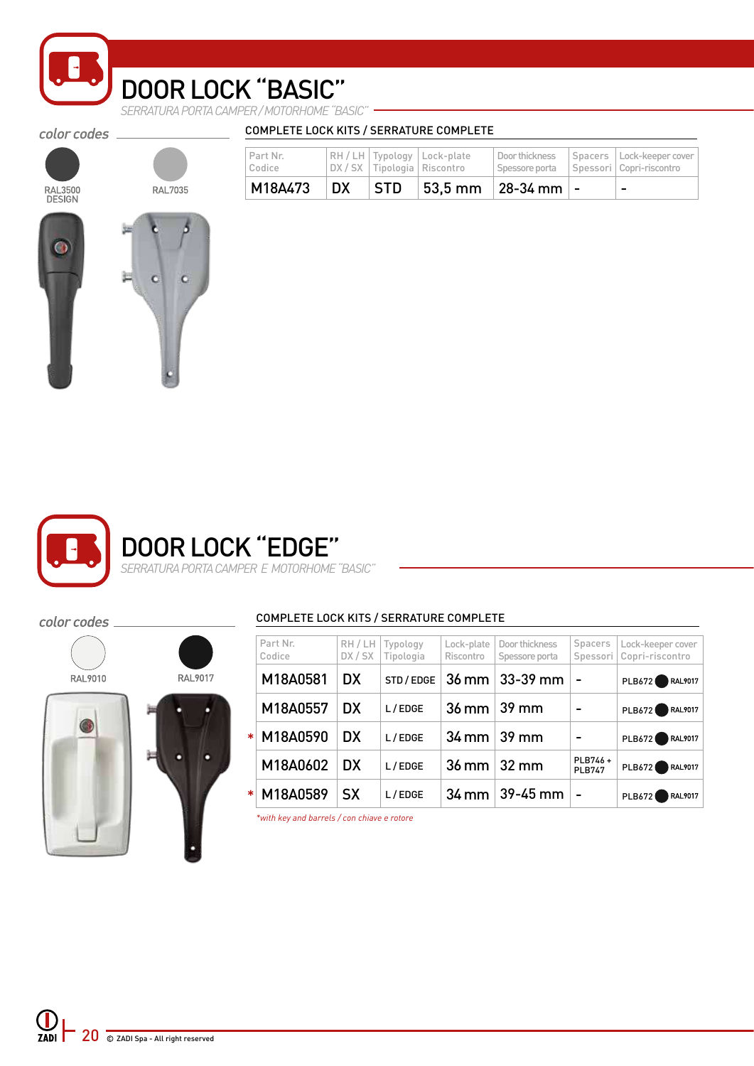# DOOR LOCK “BASIC”

*SERRATURA PORTA CAMPER / MOTORHOME “BASIC”*

*color codes*

RAL3500 DESIGN

RAL7035

COMPLETE LOCK KITS / SERRATURE COMPLETE

| Part Nr. Codice | RH / LH DX / SX | Typology Tipologia | Lock-plate Riscontro | Door thickness Spessore porta | Spacers Spessori | Lock-keeper cover Copri-riscontro |
|---|---|---|---|---|---|---|
| M18A473 | DX | STD | 53,5 mm | 28-34 mm | - | - |

# DOOR LOCK “EDGE”

*SERRATURA PORTA CAMPER E MOTORHOME “BASIC”*

*color codes*

RAL9010

RAL9017

COMPLETE LOCK KITS / SERRATURE COMPLETE

| | Part Nr. Codice | RH / LH DX / SX | Typology Tipologia | Lock-plate Riscontro | Door thickness Spessore porta | Spacers Spessori | Lock-keeper cover Copri-riscontro |
|---|---|---|---|---|---|---|---|
| | M18A0581 | DX | STD / EDGE | 36 mm | 33-39 mm | - | PLB672 RAL9017 |
| | M18A0557 | DX | L / EDGE | 36 mm | 39 mm | - | PLB672 RAL9017 |
| * | M18A0590 | DX | L / EDGE | 34 mm | 39 mm | - | PLB672 RAL9017 |
| | M18A0602 | DX | L / EDGE | 36 mm | 32 mm | PLB746 + PLB747 | PLB672 RAL9017 |
| * | M18A0589 | SX | L / EDGE | 34 mm | 39-45 mm | - | PLB672 RAL9017 |

*\*with key and barrels / con chiave e rotore*

© ZADI Spa - All right reserved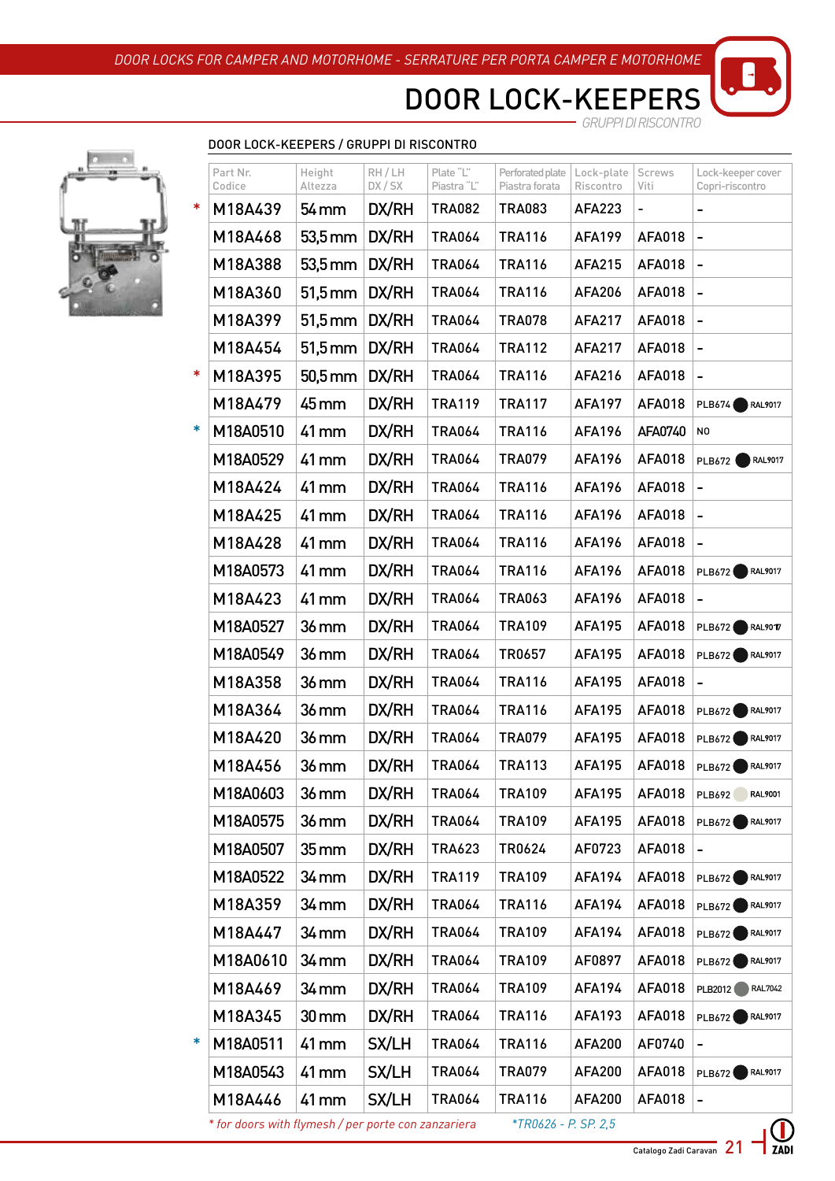DOOR LOCKS FOR CAMPER AND MOTORHOME - SERRATURE PER PORTA CAMPER E MOTORHOME

# DOOR LOCK-KEEPERS

*GRUPPI DI RISCONTRO*

## DOOR LOCK-KEEPERS / GRUPPI DI RISCONTRO

| | Part Nr. Codice | Height Altezza | RH / LH DX / SX | Plate "L" Piastra "L" | Perforated plate Piastra forata | Lock-plate Riscontro | Screws Viti | Lock-keeper cover Copri-riscontro |
|---|---|---|---|---|---|---|---|---|
| * | M18A439 | 54 mm | DX/RH | TRA082 | TRA083 | AFA223 | - | - |
| | M18A468 | 53,5 mm | DX/RH | TRA064 | TRA116 | AFA199 | AFA018 | - |
| | M18A388 | 53,5 mm | DX/RH | TRA064 | TRA116 | AFA215 | AFA018 | - |
| | M18A360 | 51,5 mm | DX/RH | TRA064 | TRA116 | AFA206 | AFA018 | - |
| | M18A399 | 51,5 mm | DX/RH | TRA064 | TRA078 | AFA217 | AFA018 | - |
| | M18A454 | 51,5 mm | DX/RH | TRA064 | TRA112 | AFA217 | AFA018 | - |
| * | M18A395 | 50,5 mm | DX/RH | TRA064 | TRA116 | AFA216 | AFA018 | - |
| | M18A479 | 45 mm | DX/RH | TRA119 | TRA117 | AFA197 | AFA018 | PLB674 RAL9017 |
| * | M18A0510 | 41 mm | DX/RH | TRA064 | TRA116 | AFA196 | AFA0740 | NO |
| | M18A0529 | 41 mm | DX/RH | TRA064 | TRA079 | AFA196 | AFA018 | PLB672 RAL9017 |
| | M18A424 | 41 mm | DX/RH | TRA064 | TRA116 | AFA196 | AFA018 | - |
| | M18A425 | 41 mm | DX/RH | TRA064 | TRA116 | AFA196 | AFA018 | - |
| | M18A428 | 41 mm | DX/RH | TRA064 | TRA116 | AFA196 | AFA018 | - |
| | M18A0573 | 41 mm | DX/RH | TRA064 | TRA116 | AFA196 | AFA018 | PLB672 RAL9017 |
| | M18A423 | 41 mm | DX/RH | TRA064 | TRA063 | AFA196 | AFA018 | - |
| | M18A0527 | 36 mm | DX/RH | TRA064 | TRA109 | AFA195 | AFA018 | PLB672 RAL9017 |
| | M18A0549 | 36 mm | DX/RH | TRA064 | TR0657 | AFA195 | AFA018 | PLB672 RAL9017 |
| | M18A358 | 36 mm | DX/RH | TRA064 | TRA116 | AFA195 | AFA018 | - |
| | M18A364 | 36 mm | DX/RH | TRA064 | TRA116 | AFA195 | AFA018 | PLB672 RAL9017 |
| | M18A420 | 36 mm | DX/RH | TRA064 | TRA079 | AFA195 | AFA018 | PLB672 RAL9017 |
| | M18A456 | 36 mm | DX/RH | TRA064 | TRA113 | AFA195 | AFA018 | PLB672 RAL9017 |
| | M18A0603 | 36 mm | DX/RH | TRA064 | TRA109 | AFA195 | AFA018 | PLB692 RAL9001 |
| | M18A0575 | 36 mm | DX/RH | TRA064 | TRA109 | AFA195 | AFA018 | PLB672 RAL9017 |
| | M18A0507 | 35 mm | DX/RH | TRA623 | TR0624 | AF0723 | AFA018 | - |
| | M18A0522 | 34 mm | DX/RH | TRA119 | TRA109 | AFA194 | AFA018 | PLB672 RAL9017 |
| | M18A359 | 34 mm | DX/RH | TRA064 | TRA116 | AFA194 | AFA018 | PLB672 RAL9017 |
| | M18A447 | 34 mm | DX/RH | TRA064 | TRA109 | AFA194 | AFA018 | PLB672 RAL9017 |
| | M18A0610 | 34 mm | DX/RH | TRA064 | TRA109 | AF0897 | AFA018 | PLB672 RAL9017 |
| | M18A469 | 34 mm | DX/RH | TRA064 | TRA109 | AFA194 | AFA018 | PLB2012 RAL7042 |
| | M18A345 | 30 mm | DX/RH | TRA064 | TRA116 | AFA193 | AFA018 | PLB672 RAL9017 |
| * | M18A0511 | 41 mm | SX/LH | TRA064 | TRA116 | AFA200 | AF0740 | - |
| | M18A0543 | 41 mm | SX/LH | TRA064 | TRA079 | AFA200 | AFA018 | PLB672 RAL9017 |
| | M18A446 | 41 mm | SX/LH | TRA064 | TRA116 | AFA200 | AFA018 | - |

*\* for doors with flymesh / per porte con zanzariera*  *\*TR0626 - P. SP. 2,5*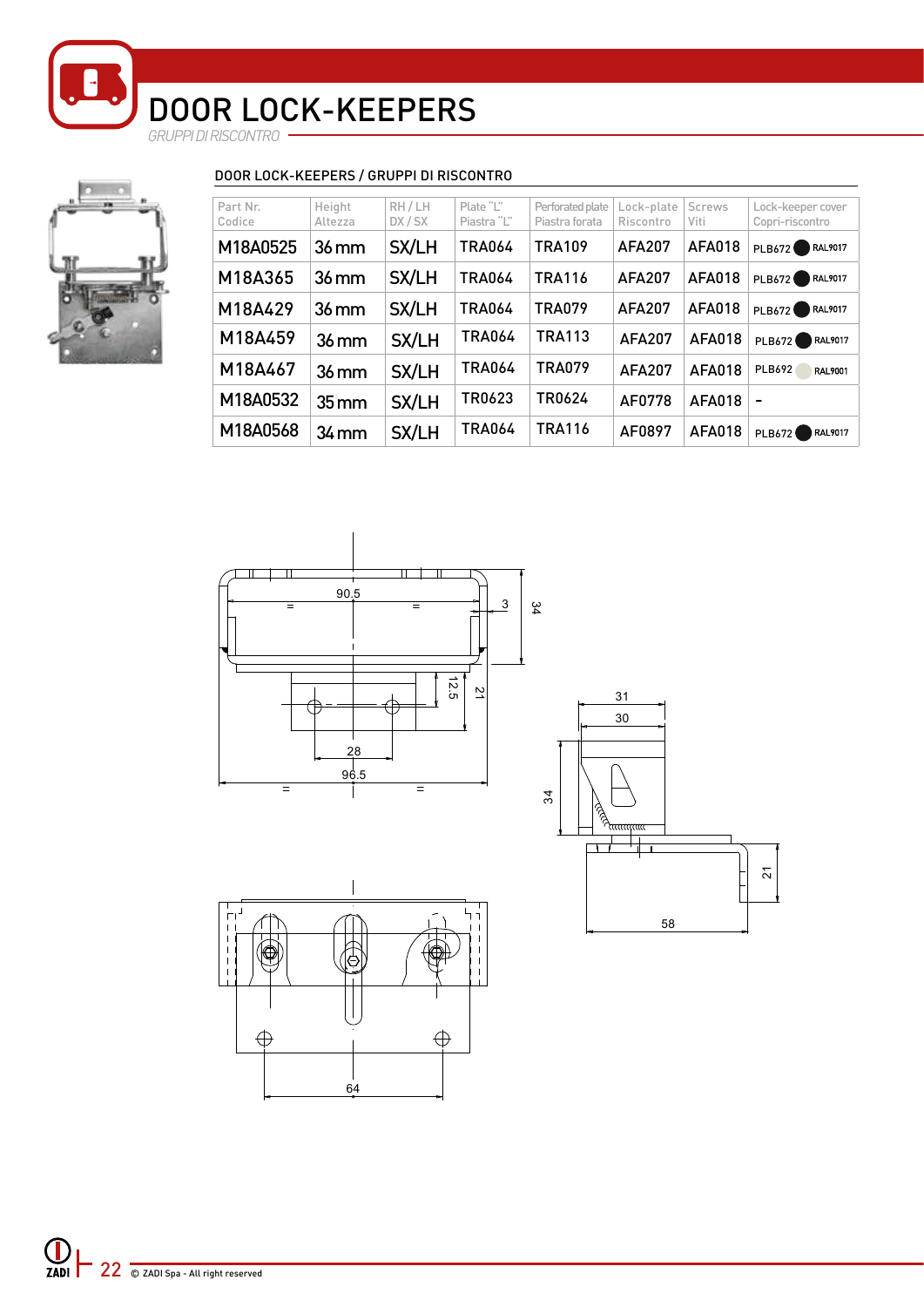# DOOR LOCK-KEEPERS

*GRUPPI DI RISCONTRO*

## DOOR LOCK-KEEPERS / GRUPPI DI RISCONTRO

| Part Nr. Codice | Height Altezza | RH / LH DX / SX | Plate "L" Piastra "L" | Perforated plate Piastra forata | Lock-plate Riscontro | Screws Viti | Lock-keeper cover Copri-riscontro |
|---|---|---|---|---|---|---|---|
| M18A0525 | 36 mm | SX/LH | TRA064 | TRA109 | AFA207 | AFA018 | PLB672 RAL9017 |
| M18A365 | 36 mm | SX/LH | TRA064 | TRA116 | AFA207 | AFA018 | PLB672 RAL9017 |
| M18A429 | 36 mm | SX/LH | TRA064 | TRA079 | AFA207 | AFA018 | PLB672 RAL9017 |
| M18A459 | 36 mm | SX/LH | TRA064 | TRA113 | AFA207 | AFA018 | PLB672 RAL9017 |
| M18A467 | 36 mm | SX/LH | TRA064 | TRA079 | AFA207 | AFA018 | PLB692 RAL9001 |
| M18A0532 | 35 mm | SX/LH | TR0623 | TR0624 | AF0778 | AFA018 | - |
| M18A0568 | 34 mm | SX/LH | TRA064 | TRA116 | AF0897 | AFA018 | PLB672 RAL9017 |

© ZADI Spa - All right reserved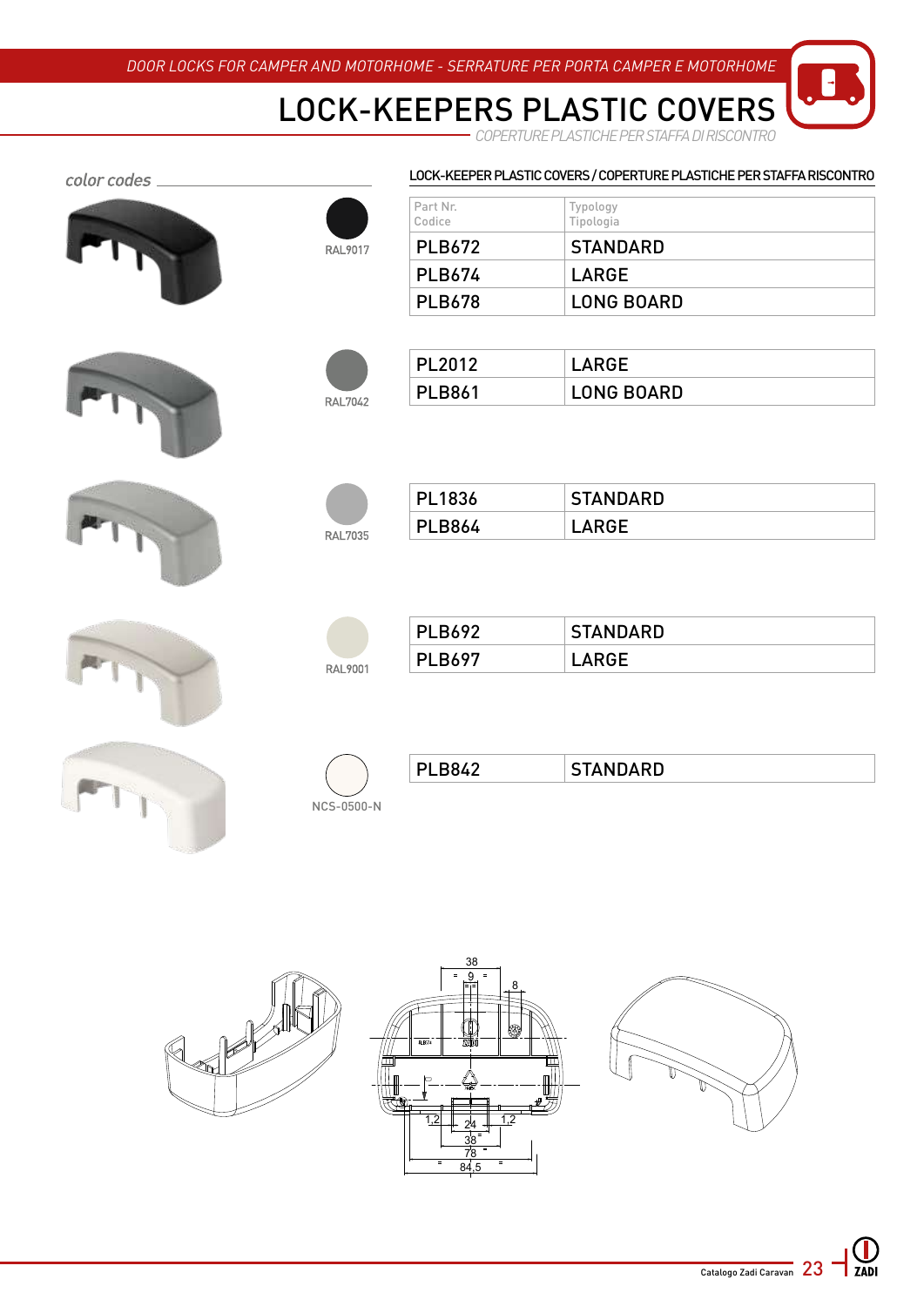DOOR LOCKS FOR CAMPER AND MOTORHOME - SERRATURE PER PORTA CAMPER E MOTORHOME

# LOCK-KEEPERS PLASTIC COVERS

*COPERTURE PLASTICHE PER STAFFA DI RISCONTRO*

*color codes*

## LOCK-KEEPER PLASTIC COVERS / COPERTURE PLASTICHE PER STAFFA RISCONTRO

RAL9017

| Part Nr. Codice | Typology Tipologia |
|---|---|
| PLB672 | STANDARD |
| PLB674 | LARGE |
| PLB678 | LONG BOARD |

RAL7042

| | |
|---|---|
| PL2012 | LARGE |
| PLB861 | LONG BOARD |

RAL7035

| | |
|---|---|
| PL1836 | STANDARD |
| PLB864 | LARGE |

RAL9001

| | |
|---|---|
| PLB692 | STANDARD |
| PLB697 | LARGE |

NCS-0500-N

| | |
|---|---|
| PLB842 | STANDARD |

38
9
8
1,2
24
1,2
38
78
84,5